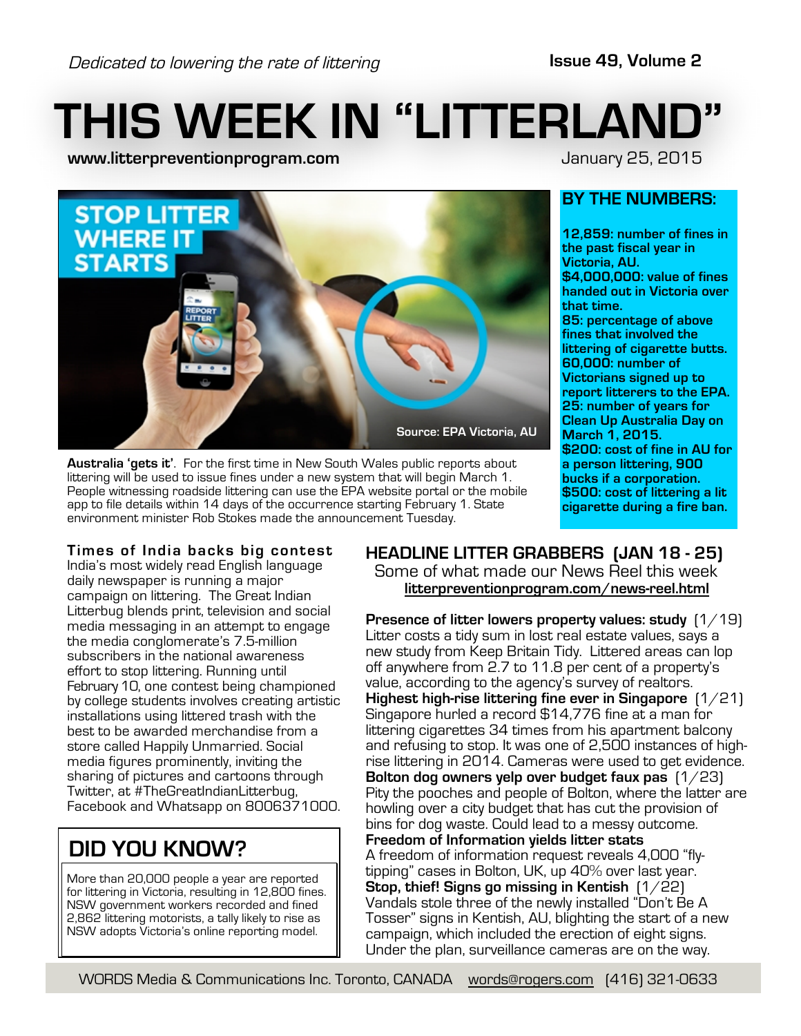*Dedicated to lowering the rate of littering*

**Issue 49, Volume 2**

# THIS WEEK IN "LITTERLAND"

**www.litterpreventionprogram.com**

January 25, 2015

STOP LITTER WHERE IT STARTS

Source: EPA Victoria, AU

**Australia 'gets it'**. For the first time in New South Wales public reports about littering will be used to issue fines under a new system that will begin March 1. People witnessing roadside littering can use the EPA website portal or the mobile app to file details within 14 days of the occurrence starting February 1. State environment minister Rob Stokes made the announcement Tuesday.

## BY THE NUMBERS:

**12,859: number of fines in the past fiscal year in Victoria, AU.**
**$4,000,000: value of fines handed out in Victoria over that time.**
**85: percentage of above fines that involved the littering of cigarette butts.**
**60,000: number of Victorians signed up to report litterers to the EPA.**
**25: number of years for Clean Up Australia Day on March 1, 2015.**
**$200: cost of fine in AU for a person littering, 900 bucks if a corporation.**
**$500: cost of littering a lit cigarette during a fire ban.**

### Times of India backs big contest

India's most widely read English language daily newspaper is running a major campaign on littering. The Great Indian Litterbug blends print, television and social media messaging in an attempt to engage the media conglomerate's 7.5-million subscribers in the national awareness effort to stop littering. Running until February 10, one contest being championed by college students involves creating artistic installations using littered trash with the best to be awarded merchandise from a store called Happily Unmarried. Social media figures prominently, inviting the sharing of pictures and cartoons through Twitter, at #TheGreatIndianLitterbug, Facebook and Whatsapp on 8006371000.

## DID YOU KNOW?

More than 20,000 people a year are reported for littering in Victoria, resulting in 12,800 fines. NSW government workers recorded and fined 2,862 littering motorists, a tally likely to rise as NSW adopts Victoria's online reporting model.

## HEADLINE LITTER GRABBERS (JAN 18 - 25)

Some of what made our News Reel this week
**litterpreventionprogram.com/news-reel.html**

**Presence of litter lowers property values: study** (1/19)
Litter costs a tidy sum in lost real estate values, says a new study from Keep Britain Tidy. Littered areas can lop off anywhere from 2.7 to 11.8 per cent of a property's value, according to the agency's survey of realtors.

**Highest high-rise littering fine ever in Singapore** (1/21)
Singapore hurled a record $14,776 fine at a man for littering cigarettes 34 times from his apartment balcony and refusing to stop. It was one of 2,500 instances of high-rise littering in 2014. Cameras were used to get evidence.

**Bolton dog owners yelp over budget faux pas** (1/23)
Pity the pooches and people of Bolton, where the latter are howling over a city budget that has cut the provision of bins for dog waste. Could lead to a messy outcome.

**Freedom of Information yields litter stats**
A freedom of information request reveals 4,000 "fly-tipping" cases in Bolton, UK, up 40% over last year.

**Stop, thief! Signs go missing in Kentish** (1/22)
Vandals stole three of the newly installed "Don't Be A Tosser" signs in Kentish, AU, blighting the start of a new campaign, which included the erection of eight signs. Under the plan, surveillance cameras are on the way.

WORDS Media & Communications Inc. Toronto, CANADA words@rogers.com (416) 321-0633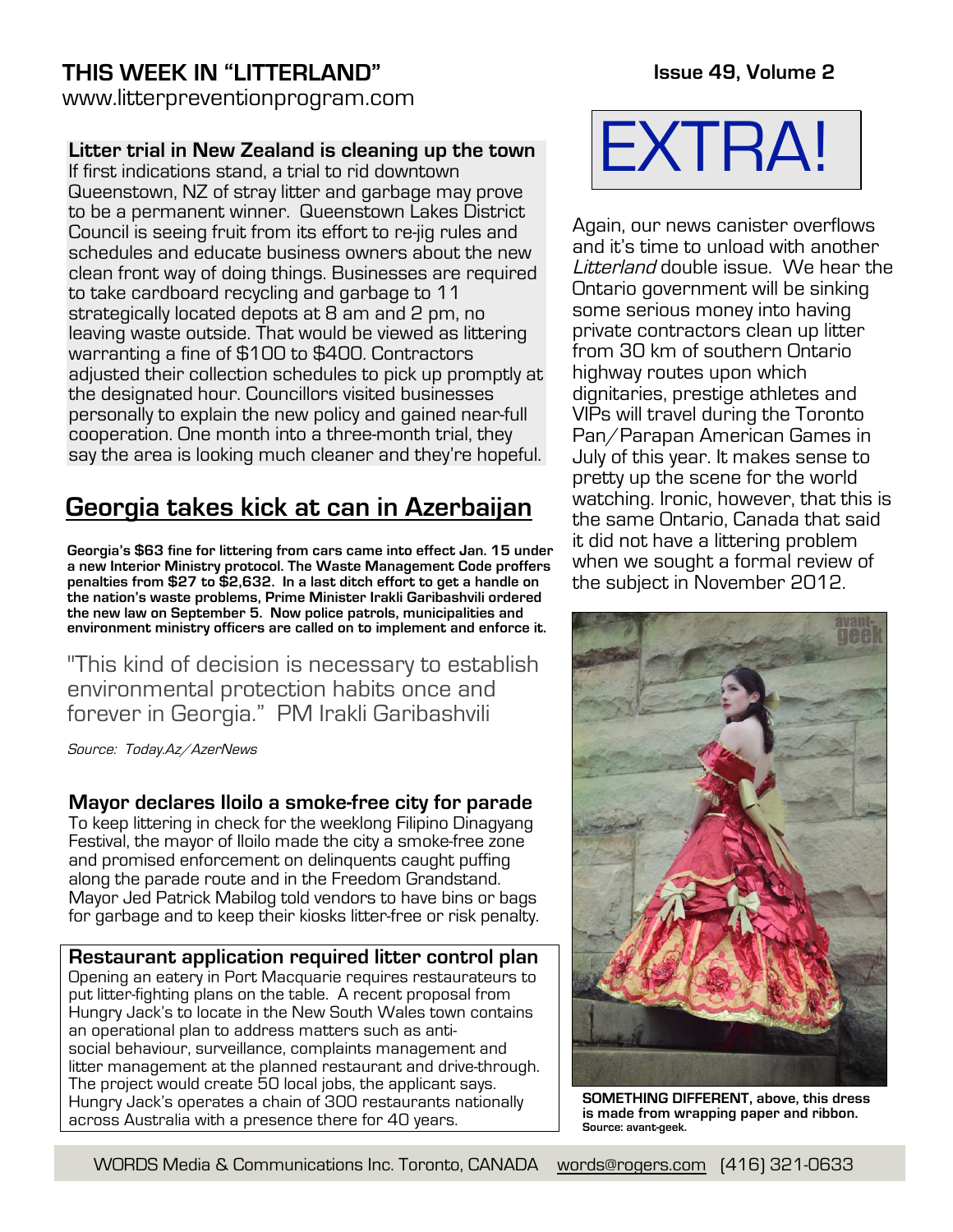# THIS WEEK IN "LITTERLAND"

www.litterpreventionprogram.com

Issue 49, Volume 2

### Litter trial in New Zealand is cleaning up the town

If first indications stand, a trial to rid downtown Queenstown, NZ of stray litter and garbage may prove to be a permanent winner. Queenstown Lakes District Council is seeing fruit from its effort to re-jig rules and schedules and educate business owners about the new clean front way of doing things. Businesses are required to take cardboard recycling and garbage to 11 strategically located depots at 8 am and 2 pm, no leaving waste outside. That would be viewed as littering warranting a fine of $100 to $400. Contractors adjusted their collection schedules to pick up promptly at the designated hour. Councillors visited businesses personally to explain the new policy and gained near-full cooperation. One month into a three-month trial, they say the area is looking much cleaner and they're hopeful.

## Georgia takes kick at can in Azerbaijan

**Georgia's $63 fine for littering from cars came into effect Jan. 15 under a new Interior Ministry protocol. The Waste Management Code proffers penalties from $27 to $2,632. In a last ditch effort to get a handle on the nation's waste problems, Prime Minister Irakli Garibashvili ordered the new law on September 5. Now police patrols, municipalities and environment ministry officers are called on to implement and enforce it.**

"This kind of decision is necessary to establish environmental protection habits once and forever in Georgia." PM Irakli Garibashvili

*Source: Today.Az/AzerNews*

### Mayor declares Iloilo a smoke-free city for parade

To keep littering in check for the weeklong Filipino Dinagyang Festival, the mayor of Iloilo made the city a smoke-free zone and promised enforcement on delinquents caught puffing along the parade route and in the Freedom Grandstand. Mayor Jed Patrick Mabilog told vendors to have bins or bags for garbage and to keep their kiosks litter-free or risk penalty.

### Restaurant application required litter control plan

Opening an eatery in Port Macquarie requires restaurateurs to put litter-fighting plans on the table. A recent proposal from Hungry Jack's to locate in the New South Wales town contains an operational plan to address matters such as anti-social behaviour, surveillance, complaints management and litter management at the planned restaurant and drive-through. The project would create 50 local jobs, the applicant says. Hungry Jack's operates a chain of 300 restaurants nationally across Australia with a presence there for 40 years.

# EXTRA!

Again, our news canister overflows and it's time to unload with another *Litterland* double issue. We hear the Ontario government will be sinking some serious money into having private contractors clean up litter from 30 km of southern Ontario highway routes upon which dignitaries, prestige athletes and VIPs will travel during the Toronto Pan/Parapan American Games in July of this year. It makes sense to pretty up the scene for the world watching. Ironic, however, that this is the same Ontario, Canada that said it did not have a littering problem when we sought a formal review of the subject in November 2012.

**SOMETHING DIFFERENT, above, this dress is made from wrapping paper and ribbon.**
**Source: avant-geek.**

WORDS Media & Communications Inc. Toronto, CANADA words@rogers.com (416) 321-0633